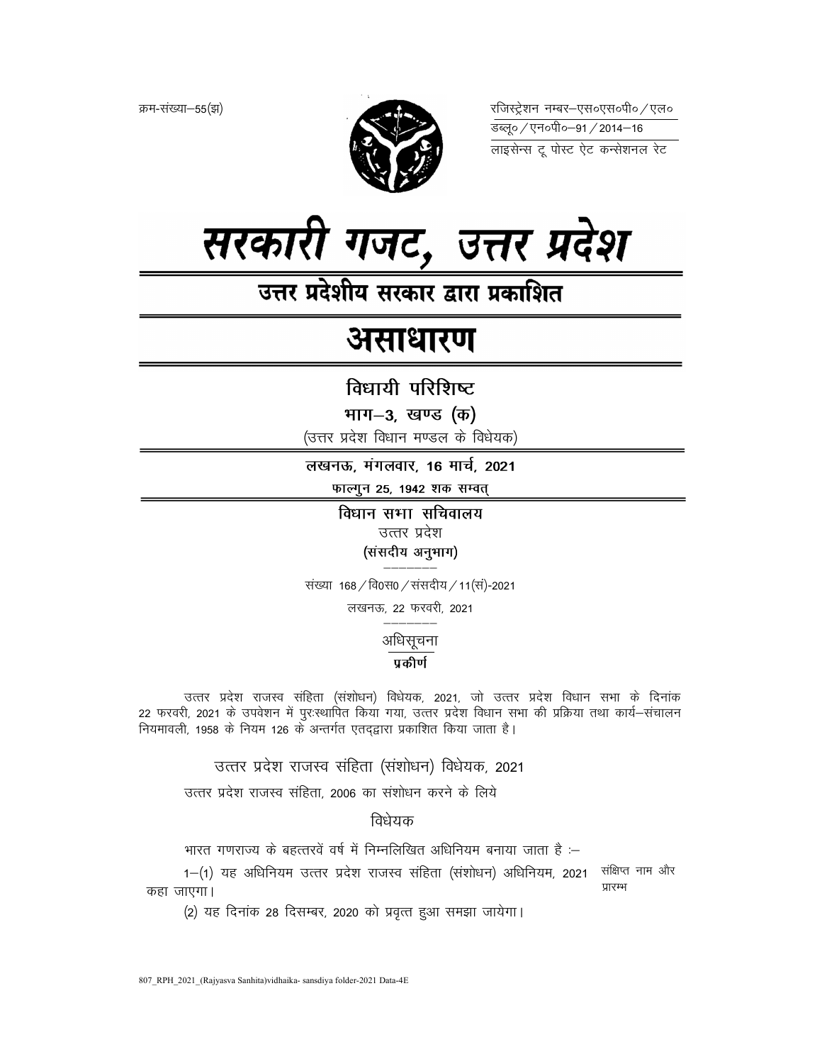क्रम-संख्या–55(झ)

रजिस्ट्रेशन नम्बर–एस०एस०पी० / एल० डब्लू० / एन०पी०–91 / 2014–16

लाइसेन्स टू पोस्ट ऐट कन्सेशनल रेट

# सरकारी गजट, उत्तर प्रदेश

## उत्तर प्रदेशीय सरकार द्वारा प्रकाशित

# असाधारण

### विधायी परिशिष्ट

**भाग–3, खण्ड (क)**

(उत्तर प्रदेश विधान मण्डल के विधेयक)

**लखनऊ, मंगलवार, 16 मार्च, 2021**

**फाल्गुन 25, 1942 शक सम्वत्**

**विधान सभा सचिवालय**

उत्तर प्रदेश

**(संसदीय अनुभाग)**

संख्या 168 / वि0स0 / संसदीय / 11(सं)-2021

लखनऊ, 22 फरवरी, 2021

अधिसूचना

**प्रकीर्ण**

उत्तर प्रदेश राजस्व संहिता (संशोधन) विधेयक, 2021, जो उत्तर प्रदेश विधान सभा के दिनांक 22 फरवरी, 2021 के उपवेशन में पुरःस्थापित किया गया, उत्तर प्रदेश विधान सभा की प्रक्रिया तथा कार्य–संचालन नियमावली, 1958 के नियम 126 के अन्तर्गत एतद्द्वारा प्रकाशित किया जाता है।

उत्तर प्रदेश राजस्व संहिता (संशोधन) विधेयक, 2021

उत्तर प्रदेश राजस्व संहिता, 2006 का संशोधन करने के लिये

विधेयक

भारत गणराज्य के बहत्तरवें वर्ष में निम्नलिखित अधिनियम बनाया जाता है :–

संक्षिप्त नाम और प्रारम्भ

1–(1) यह अधिनियम उत्तर प्रदेश राजस्व संहिता (संशोधन) अधिनियम, 2021 कहा जाएगा।

(2) यह दिनांक 28 दिसम्बर, 2020 को प्रवृत्त हुआ समझा जायेगा।

807_RPH_2021_(Rajyasva Sanhita)vidhaika- sansdiya folder-2021 Data-4E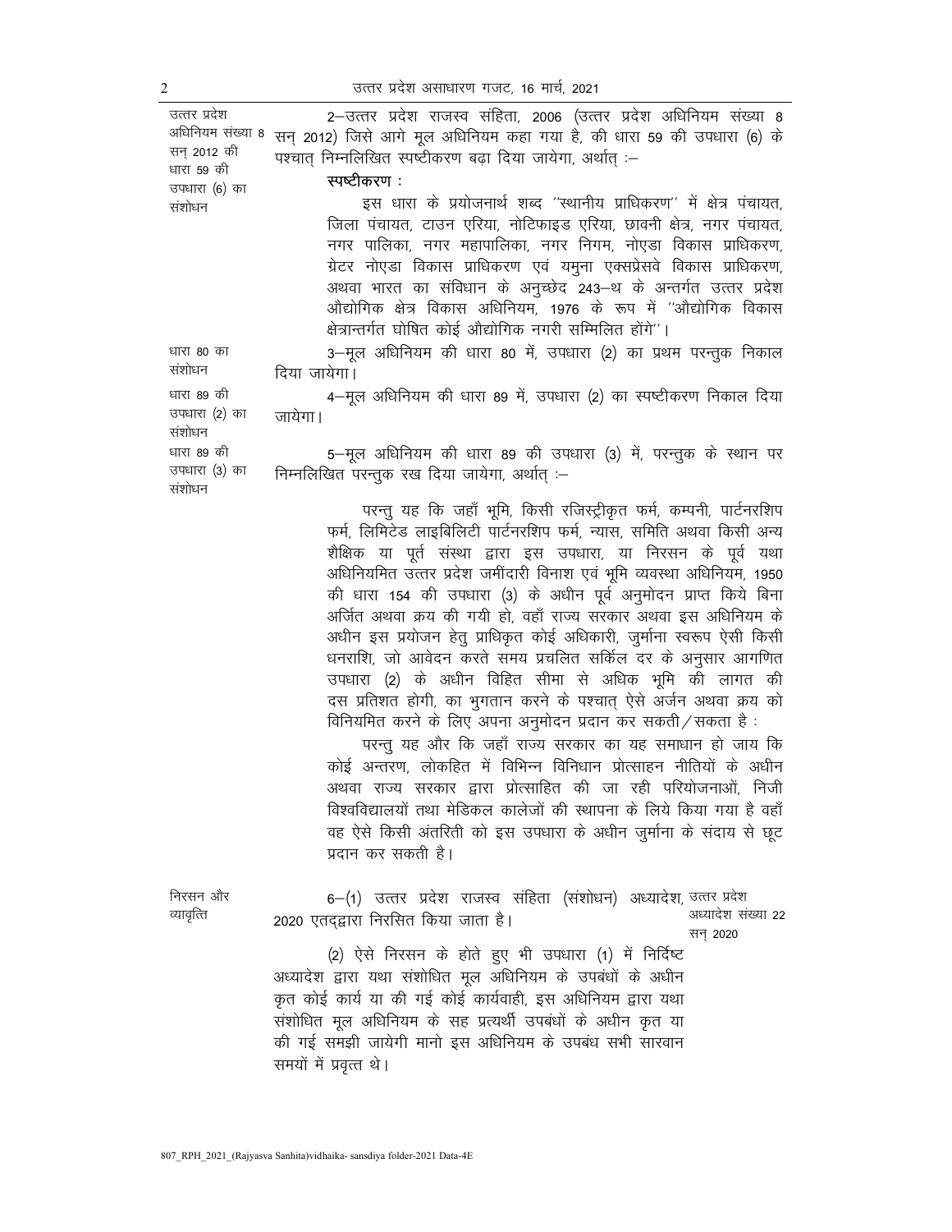**उत्तर प्रदेश अधिनियम संख्या 8 सन् 2012 की धारा 59 की उपधारा (6) का संशोधन**

2—उत्तर प्रदेश राजस्व संहिता, 2006 (उत्तर प्रदेश अधिनियम संख्या 8 सन् 2012) जिसे आगे मूल अधिनियम कहा गया है, की धारा 59 की उपधारा (6) के पश्चात् निम्नलिखित स्पष्टीकरण बढ़ा दिया जायेगा, अर्थात् :—

> **स्पष्टीकरण :**
>
> इस धारा के प्रयोजनार्थ शब्द ''स्थानीय प्राधिकरण'' में क्षेत्र पंचायत, जिला पंचायत, टाउन एरिया, नोटिफाइड एरिया, छावनी क्षेत्र, नगर पंचायत, नगर पालिका, नगर महापालिका, नगर निगम, नोएडा विकास प्राधिकरण, ग्रेटर नोएडा विकास प्राधिकरण एवं यमुना एक्सप्रेसवे विकास प्राधिकरण, अथवा भारत का संविधान के अनुच्छेद 243—थ के अन्तर्गत उत्तर प्रदेश औद्योगिक क्षेत्र विकास अधिनियम, 1976 के रूप में ''औद्योगिक विकास क्षेत्रान्तर्गत घोषित कोई औद्योगिक नगरी सम्मिलित होंगे''।

**धारा 80 का संशोधन**

3—मूल अधिनियम की धारा 80 में, उपधारा (2) का प्रथम परन्तुक निकाल दिया जायेगा।

**धारा 89 की उपधारा (2) का संशोधन**

4—मूल अधिनियम की धारा 89 में, उपधारा (2) का स्पष्टीकरण निकाल दिया जायेगा।

**धारा 89 की उपधारा (3) का संशोधन**

5—मूल अधिनियम की धारा 89 की उपधारा (3) में, परन्तुक के स्थान पर निम्नलिखित परन्तुक रख दिया जायेगा, अर्थात् :—

> परन्तु यह कि जहाँ भूमि, किसी रजिस्ट्रीकृत फर्म, कम्पनी, पार्टनरशिप फर्म, लिमिटेड लाइबिलिटी पार्टनरशिप फर्म, न्यास, समिति अथवा किसी अन्य शैक्षिक या पूर्त संस्था द्वारा इस उपधारा, या निरसन के पूर्व यथा अधिनियमित उत्तर प्रदेश जमींदारी विनाश एवं भूमि व्यवस्था अधिनियम, 1950 की धारा 154 की उपधारा (3) के अधीन पूर्व अनुमोदन प्राप्त किये बिना अर्जित अथवा क्रय की गयी हो, वहाँ राज्य सरकार अथवा इस अधिनियम के अधीन इस प्रयोजन हेतु प्राधिकृत कोई अधिकारी, जुर्माना स्वरूप ऐसी किसी धनराशि, जो आवेदन करते समय प्रचलित सर्किल दर के अनुसार आगणित उपधारा (2) के अधीन विहित सीमा से अधिक भूमि की लागत की दस प्रतिशत होगी, का भुगतान करने के पश्चात् ऐसे अर्जन अथवा क्रय को विनियमित करने के लिए अपना अनुमोदन प्रदान कर सकती/सकता है :
>
> परन्तु यह और कि जहाँ राज्य सरकार का यह समाधान हो जाय कि कोई अन्तरण, लोकहित में विभिन्न विनिधान प्रोत्साहन नीतियों के अधीन अथवा राज्य सरकार द्वारा प्रोत्साहित की जा रही परियोजनाओं, निजी विश्वविद्यालयों तथा मेडिकल कालेजों की स्थापना के लिये किया गया है वहाँ वह ऐसे किसी अंतरिती को इस उपधारा के अधीन जुर्माना के संदाय से छूट प्रदान कर सकती है।

**निरसन और व्यावृत्ति**

6—(1) उत्तर प्रदेश राजस्व संहिता (संशोधन) अध्यादेश, 2020 एतद्द्वारा निरसित किया जाता है। *(उत्तर प्रदेश अध्यादेश संख्या 22 सन् 2020)*

(2) ऐसे निरसन के होते हुए भी उपधारा (1) में निर्दिष्ट अध्यादेश द्वारा यथा संशोधित मूल अधिनियम के उपबंधों के अधीन कृत कोई कार्य या की गई कोई कार्यवाही, इस अधिनियम द्वारा यथा संशोधित मूल अधिनियम के सह प्रत्यर्थी उपबंधों के अधीन कृत या की गई समझी जायेगी मानो इस अधिनियम के उपबंध सभी सारवान समयों में प्रवृत्त थे।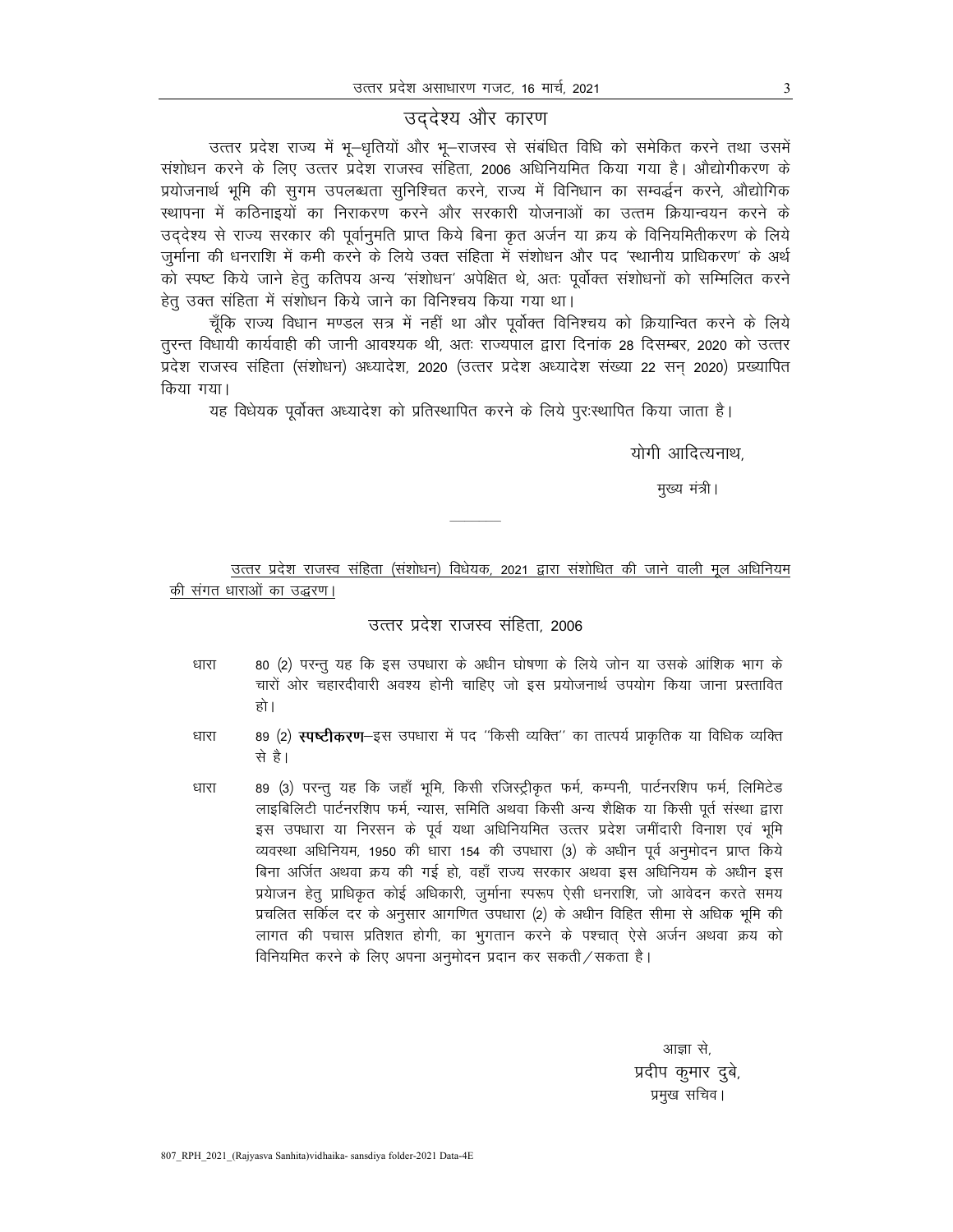## उद्देश्य और कारण

उत्तर प्रदेश राज्य में भू-धृतियों और भू-राजस्व से संबंधित विधि को समेकित करने तथा उसमें संशोधन करने के लिए उत्तर प्रदेश राजस्व संहिता, 2006 अधिनियमित किया गया है। औद्योगीकरण के प्रयोजनार्थ भूमि की सुगम उपलब्धता सुनिश्चित करने, राज्य में विनिधान का सम्वर्द्धन करने, औद्योगिक स्थापना में कठिनाइयों का निराकरण करने और सरकारी योजनाओं का उत्तम क्रियान्वयन करने के उद्देश्य से राज्य सरकार की पूर्वानुमति प्राप्त किये बिना कृत अर्जन या क्रय के विनियमितीकरण के लिये जुर्माना की धनराशि में कमी करने के लिये उक्त संहिता में संशोधन और पद 'स्थानीय प्राधिकरण' के अर्थ को स्पष्ट किये जाने हेतु कतिपय अन्य 'संशोधन' अपेक्षित थे, अतः पूर्वोक्त संशोधनों को सम्मिलित करने हेतु उक्त संहिता में संशोधन किये जाने का विनिश्चय किया गया था।

चूँकि राज्य विधान मण्डल सत्र में नहीं था और पूर्वोक्त विनिश्चय को क्रियान्वित करने के लिये तुरन्त विधायी कार्यवाही की जानी आवश्यक थी, अतः राज्यपाल द्वारा दिनांक 28 दिसम्बर, 2020 को उत्तर प्रदेश राजस्व संहिता (संशोधन) अध्यादेश, 2020 (उत्तर प्रदेश अध्यादेश संख्या 22 सन् 2020) प्रख्यापित किया गया।

यह विधेयक पूर्वोक्त अध्यादेश को प्रतिस्थापित करने के लिये पुरःस्थापित किया जाता है।

योगी आदित्यनाथ,

मुख्य मंत्री।

---

उत्तर प्रदेश राजस्व संहिता (संशोधन) विधेयक, 2021 द्वारा संशोधित की जाने वाली मूल अधिनियम की संगत धाराओं का उद्धरण।

### उत्तर प्रदेश राजस्व संहिता, 2006

धारा 80 (2) परन्तु यह कि इस उपधारा के अधीन घोषणा के लिये जोन या उसके आंशिक भाग के चारों ओर चहारदीवारी अवश्य होनी चाहिए जो इस प्रयोजनार्थ उपयोग किया जाना प्रस्तावित हो।

धारा 89 (2) **स्पष्टीकरण**—इस उपधारा में पद "किसी व्यक्ति" का तात्पर्य प्राकृतिक या विधिक व्यक्ति से है।

धारा 89 (3) परन्तु यह कि जहाँ भूमि, किसी रजिस्ट्रीकृत फर्म, कम्पनी, पार्टनरशिप फर्म, लिमिटेड लाइबिलिटी पार्टनरशिप फर्म, न्यास, समिति अथवा किसी अन्य शैक्षिक या किसी पूर्त संस्था द्वारा इस उपधारा या निरसन के पूर्व यथा अधिनियमित उत्तर प्रदेश जमींदारी विनाश एवं भूमि व्यवस्था अधिनियम, 1950 की धारा 154 की उपधारा (3) के अधीन पूर्व अनुमोदन प्राप्त किये बिना अर्जित अथवा क्रय की गई हो, वहाँ राज्य सरकार अथवा इस अधिनियम के अधीन इस प्रयोजन हेतु प्राधिकृत कोई अधिकारी, जुर्माना स्परूप ऐसी धनराशि, जो आवेदन करते समय प्रचलित सर्किल दर के अनुसार आगणित उपधारा (2) के अधीन विहित सीमा से अधिक भूमि की लागत की पचास प्रतिशत होगी, का भुगतान करने के पश्चात् ऐसे अर्जन अथवा क्रय को विनियमित करने के लिए अपना अनुमोदन प्रदान कर सकती/सकता है।

आज्ञा से,

प्रदीप कुमार दुबे,

प्रमुख सचिव।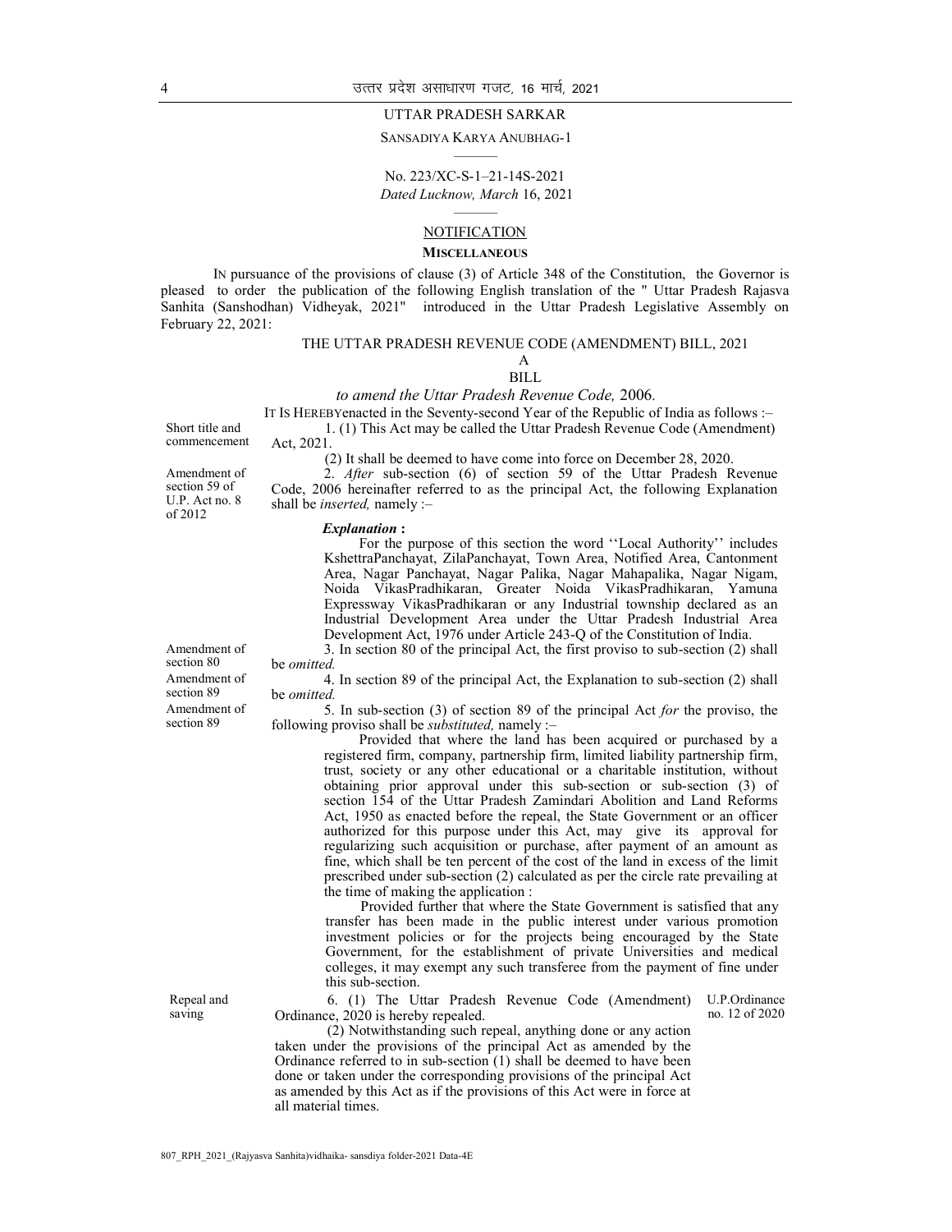UTTAR PRADESH SARKAR

SANSADIYA KARYA ANUBHAG-1

No. 223/XC-S-1–21-14S-2021

*Dated Lucknow, March* 16, 2021

## NOTIFICATION

**MISCELLANEOUS**

IN pursuance of the provisions of clause (3) of Article 348 of the Constitution, the Governor is pleased to order the publication of the following English translation of the " Uttar Pradesh Rajasva Sanhita (Sanshodhan) Vidheyak, 2021" introduced in the Uttar Pradesh Legislative Assembly on February 22, 2021:

# THE UTTAR PRADESH REVENUE CODE (AMENDMENT) BILL, 2021

A

BILL

*to amend the Uttar Pradesh Revenue Code,* 2006.

IT IS HEREBYenacted in the Seventy-second Year of the Republic of India as follows :–

Short title and commencement

1. (1) This Act may be called the Uttar Pradesh Revenue Code (Amendment) Act, 2021.

(2) It shall be deemed to have come into force on December 28, 2020.

Amendment of section 59 of U.P. Act no. 8 of 2012

2. *After* sub-section (6) of section 59 of the Uttar Pradesh Revenue Code, 2006 hereinafter referred to as the principal Act, the following Explanation shall be *inserted,* namely :–

***Explanation* :**

For the purpose of this section the word ''Local Authority'' includes KshettraPanchayat, ZilaPanchayat, Town Area, Notified Area, Cantonment Area, Nagar Panchayat, Nagar Palika, Nagar Mahapalika, Nagar Nigam, Noida VikasPradhikaran, Greater Noida VikasPradhikaran, Yamuna Expressway VikasPradhikaran or any Industrial township declared as an Industrial Development Area under the Uttar Pradesh Industrial Area Development Act, 1976 under Article 243-Q of the Constitution of India.

Amendment of section 80

3. In section 80 of the principal Act, the first proviso to sub-section (2) shall be *omitted.*

Amendment of section 89

4. In section 89 of the principal Act, the Explanation to sub-section (2) shall be *omitted.*

Amendment of section 89

5. In sub-section (3) of section 89 of the principal Act *for* the proviso, the following proviso shall be *substituted,* namely :–

Provided that where the land has been acquired or purchased by a registered firm, company, partnership firm, limited liability partnership firm, trust, society or any other educational or a charitable institution, without obtaining prior approval under this sub-section or sub-section (3) of section 154 of the Uttar Pradesh Zamindari Abolition and Land Reforms Act, 1950 as enacted before the repeal, the State Government or an officer authorized for this purpose under this Act, may give its approval for regularizing such acquisition or purchase, after payment of an amount as fine, which shall be ten percent of the cost of the land in excess of the limit prescribed under sub-section (2) calculated as per the circle rate prevailing at the time of making the application :

Provided further that where the State Government is satisfied that any transfer has been made in the public interest under various promotion investment policies or for the projects being encouraged by the State Government, for the establishment of private Universities and medical colleges, it may exempt any such transferee from the payment of fine under this sub-section.

Repeal and saving

6. (1) The Uttar Pradesh Revenue Code (Amendment) Ordinance, 2020 is hereby repealed. U.P.Ordinance no. 12 of 2020

(2) Notwithstanding such repeal, anything done or any action taken under the provisions of the principal Act as amended by the Ordinance referred to in sub-section (1) shall be deemed to have been done or taken under the corresponding provisions of the principal Act as amended by this Act as if the provisions of this Act were in force at all material times.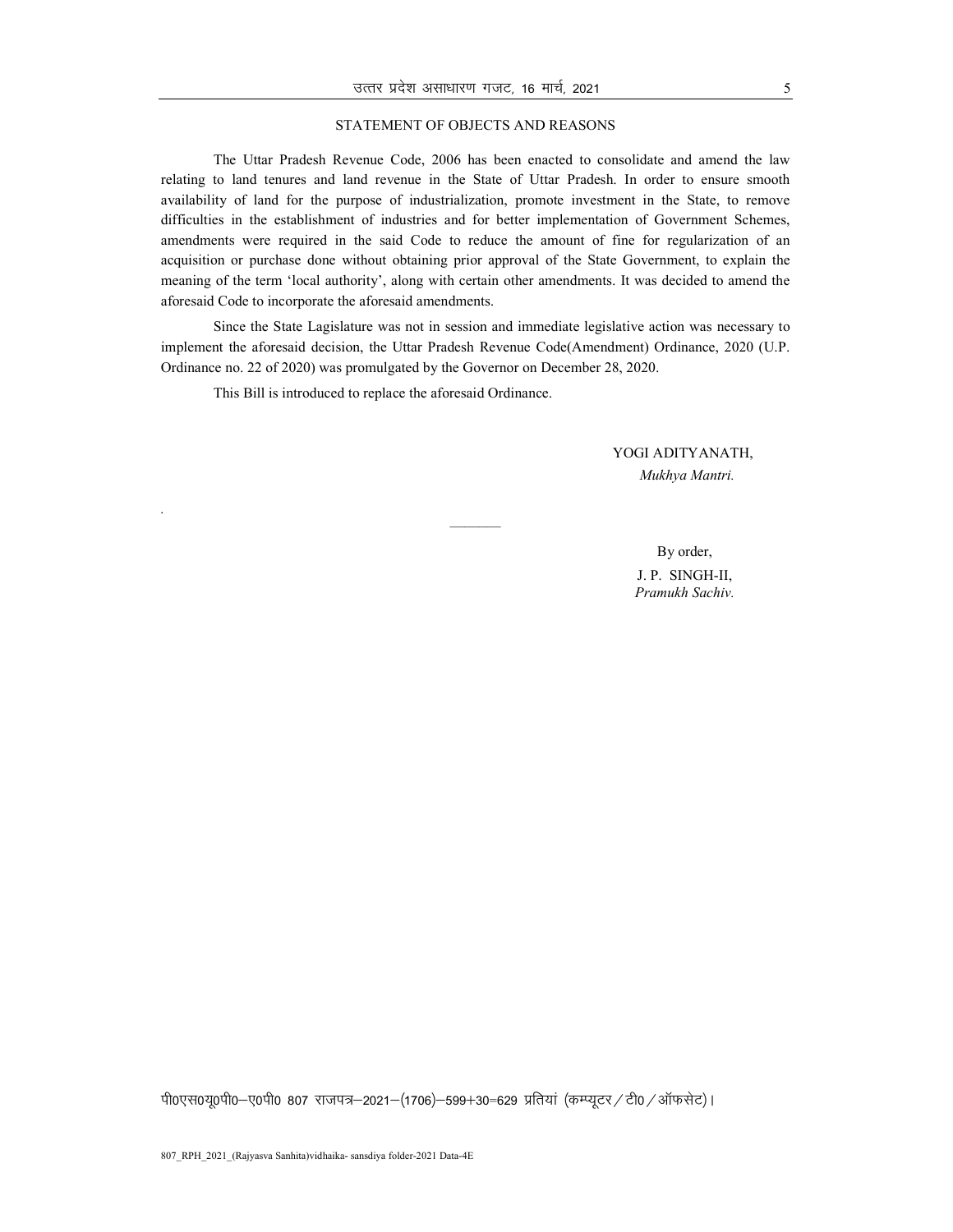## STATEMENT OF OBJECTS AND REASONS

The Uttar Pradesh Revenue Code, 2006 has been enacted to consolidate and amend the law relating to land tenures and land revenue in the State of Uttar Pradesh. In order to ensure smooth availability of land for the purpose of industrialization, promote investment in the State, to remove difficulties in the establishment of industries and for better implementation of Government Schemes, amendments were required in the said Code to reduce the amount of fine for regularization of an acquisition or purchase done without obtaining prior approval of the State Government, to explain the meaning of the term 'local authority', along with certain other amendments. It was decided to amend the aforesaid Code to incorporate the aforesaid amendments.

Since the State Lagislature was not in session and immediate legislative action was necessary to implement the aforesaid decision, the Uttar Pradesh Revenue Code(Amendment) Ordinance, 2020 (U.P. Ordinance no. 22 of 2020) was promulgated by the Governor on December 28, 2020.

This Bill is introduced to replace the aforesaid Ordinance.

YOGI ADITYANATH,
*Mukhya Mantri.*

---

By order,
J. P. SINGH-II,
*Pramukh Sachiv.*

पी0एस0यू0पी0–ए0पी0 807 राजपत्र–2021–(1706)–599+30=629 प्रतियां (कम्प्यूटर / टी0 / ऑफसेट)।

807_RPH_2021_(Rajyasva Sanhita)vidhaika- sansdiya folder-2021 Data-4E